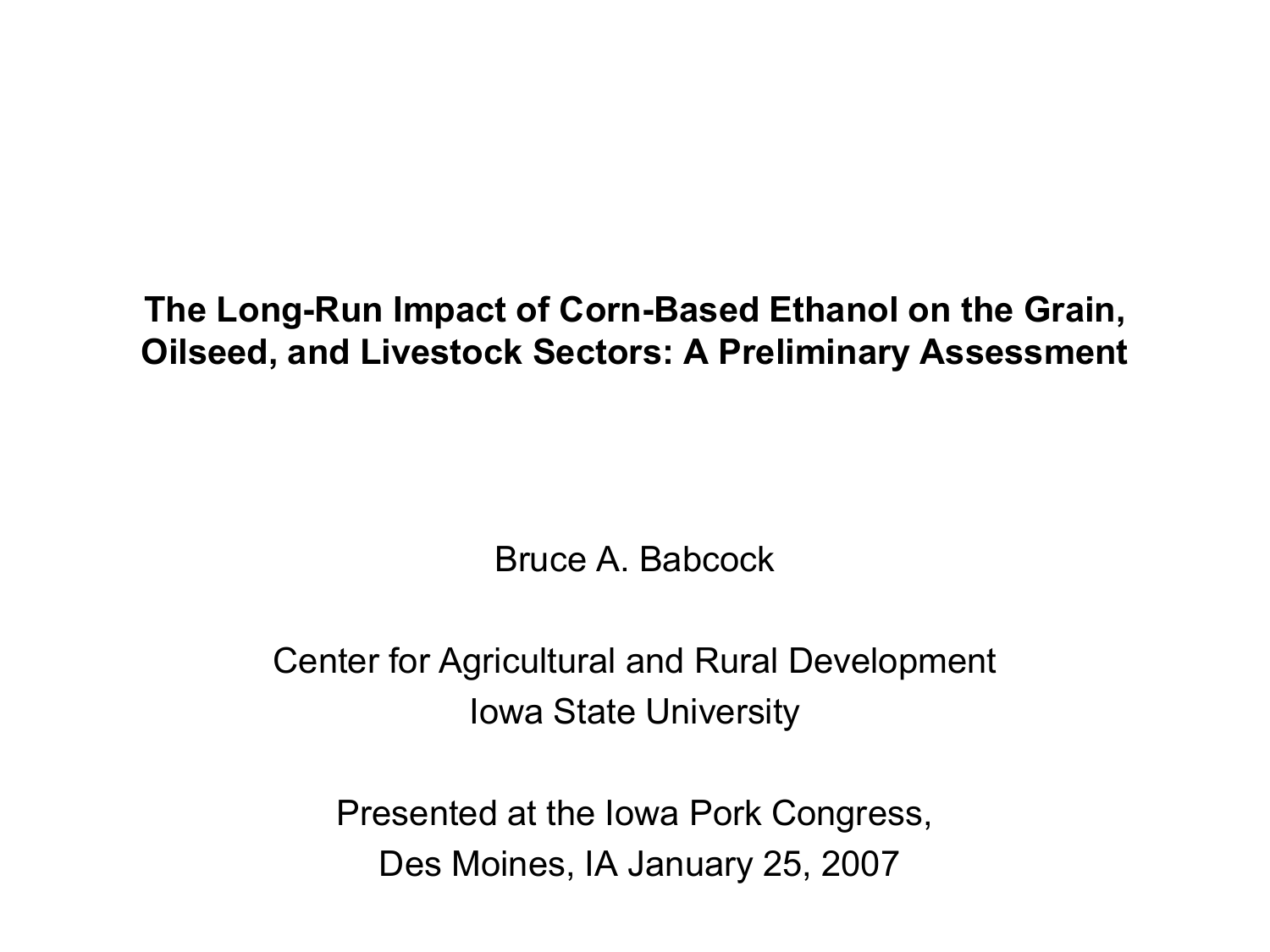# The Long-Run Impact of Corn-Based Ethanol on the Grain, Oilseed, and Livestock Sectors: A Preliminary Assessment

Bruce A. Babcock

Center for Agricultural and Rural Development
Iowa State University

Presented at the Iowa Pork Congress,
Des Moines, IA January 25, 2007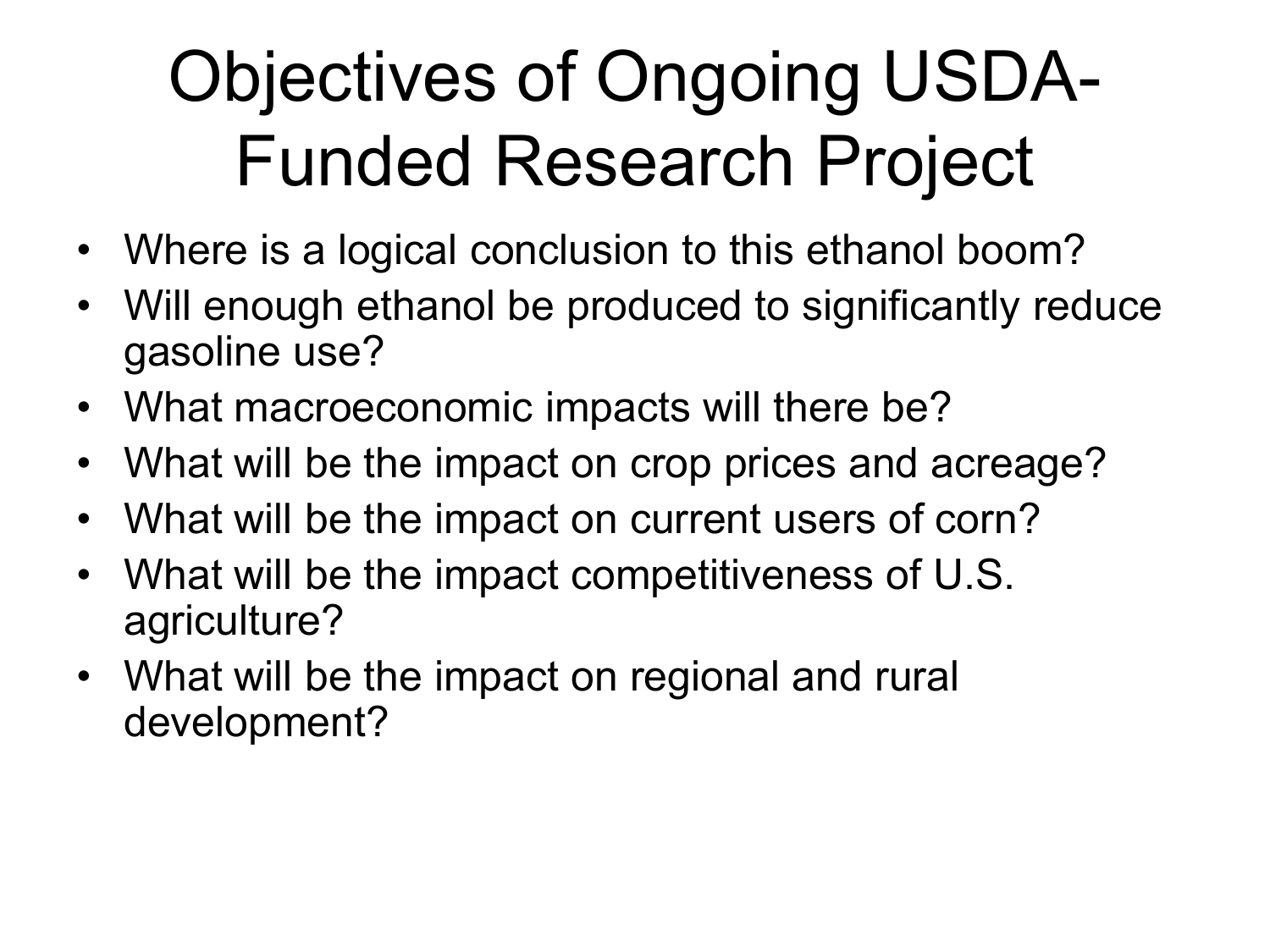# Objectives of Ongoing USDA-Funded Research Project

- Where is a logical conclusion to this ethanol boom?
- Will enough ethanol be produced to significantly reduce gasoline use?
- What macroeconomic impacts will there be?
- What will be the impact on crop prices and acreage?
- What will be the impact on current users of corn?
- What will be the impact competitiveness of U.S. agriculture?
- What will be the impact on regional and rural development?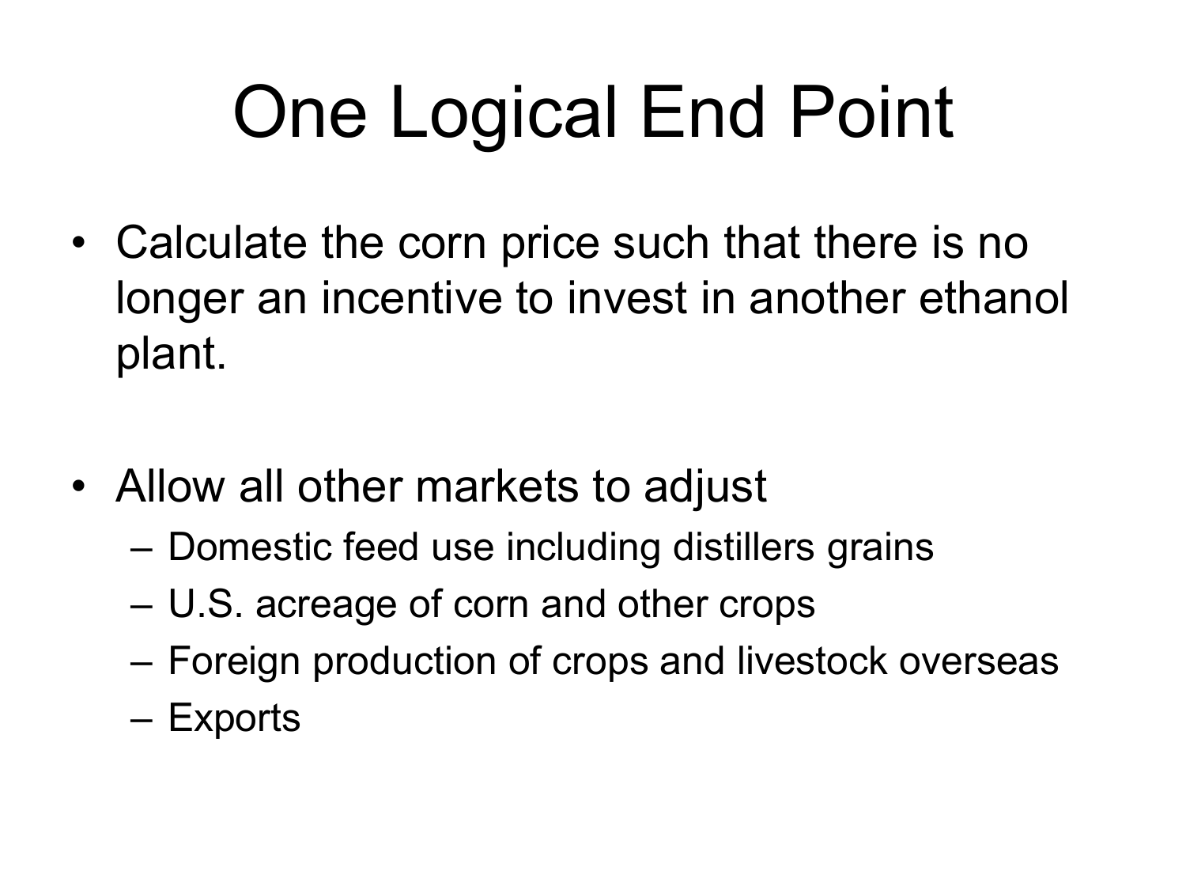# One Logical End Point

- Calculate the corn price such that there is no longer an incentive to invest in another ethanol plant.
- Allow all other markets to adjust
  - Domestic feed use including distillers grains
  - U.S. acreage of corn and other crops
  - Foreign production of crops and livestock overseas
  - Exports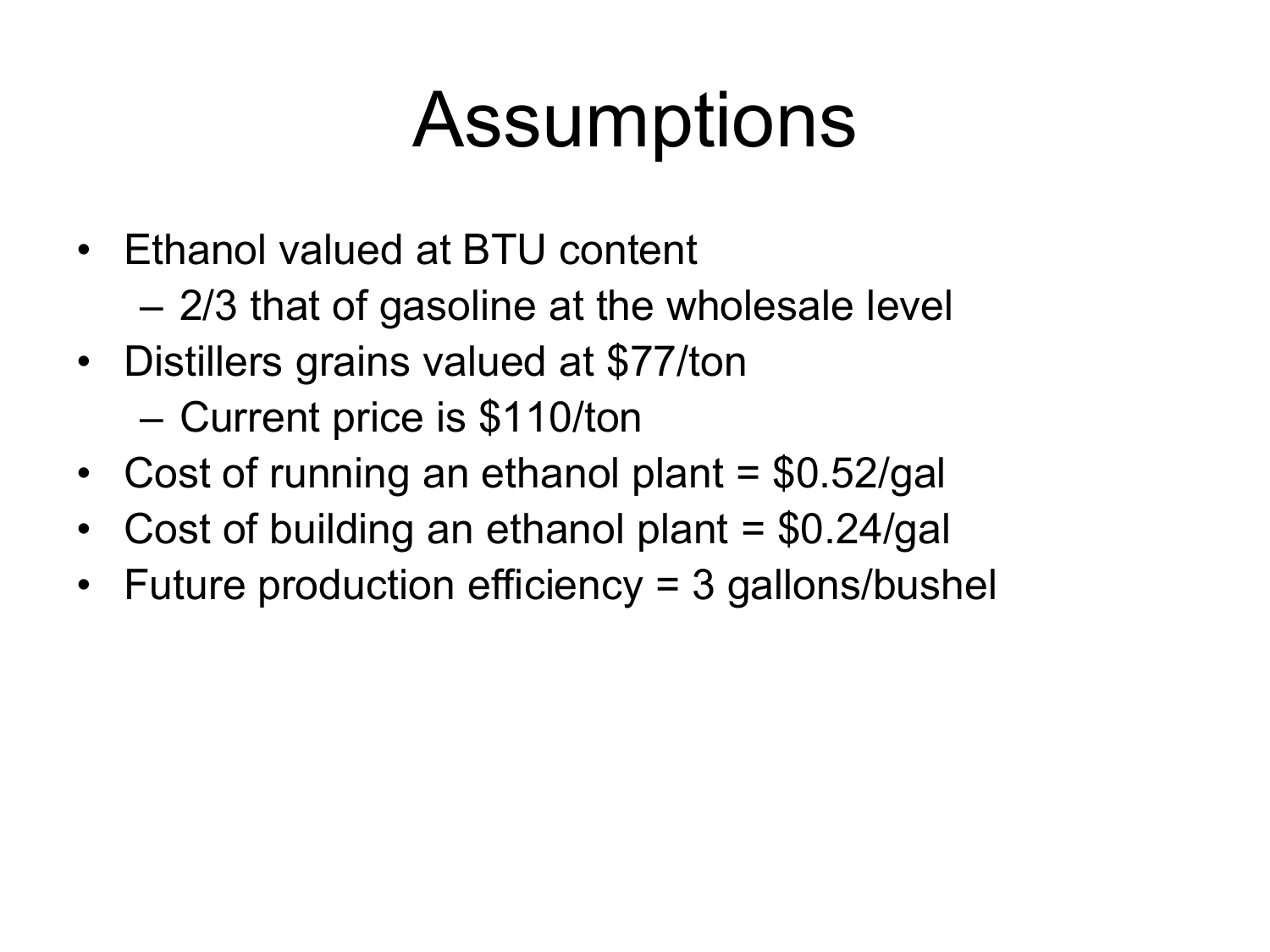# Assumptions

- Ethanol valued at BTU content
  - 2/3 that of gasoline at the wholesale level
- Distillers grains valued at $77/ton
  - Current price is $110/ton
- Cost of running an ethanol plant = $0.52/gal
- Cost of building an ethanol plant = $0.24/gal
- Future production efficiency = 3 gallons/bushel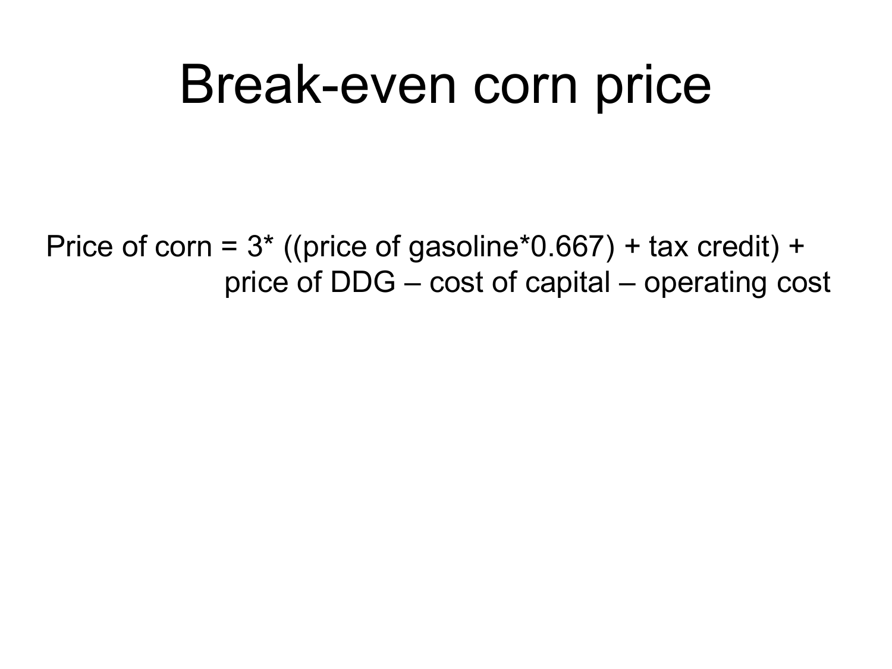# Break-even corn price

Price of corn = 3* ((price of gasoline*0.667) + tax credit) + price of DDG – cost of capital – operating cost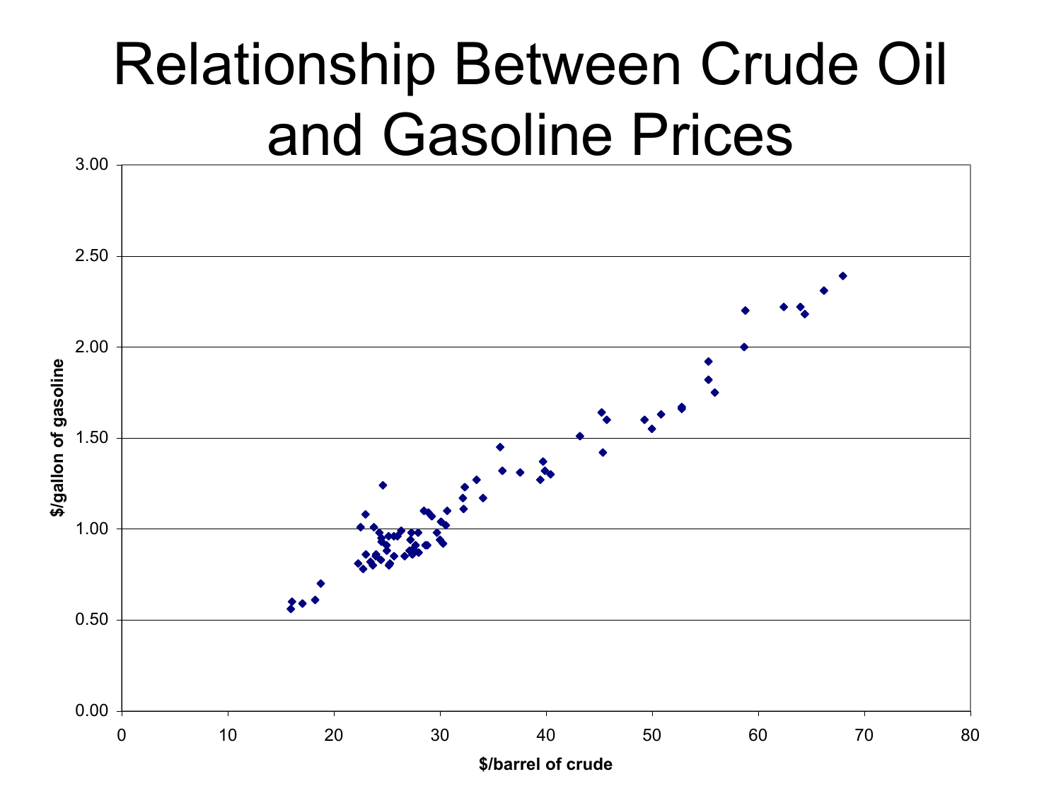# Relationship Between Crude Oil and Gasoline Prices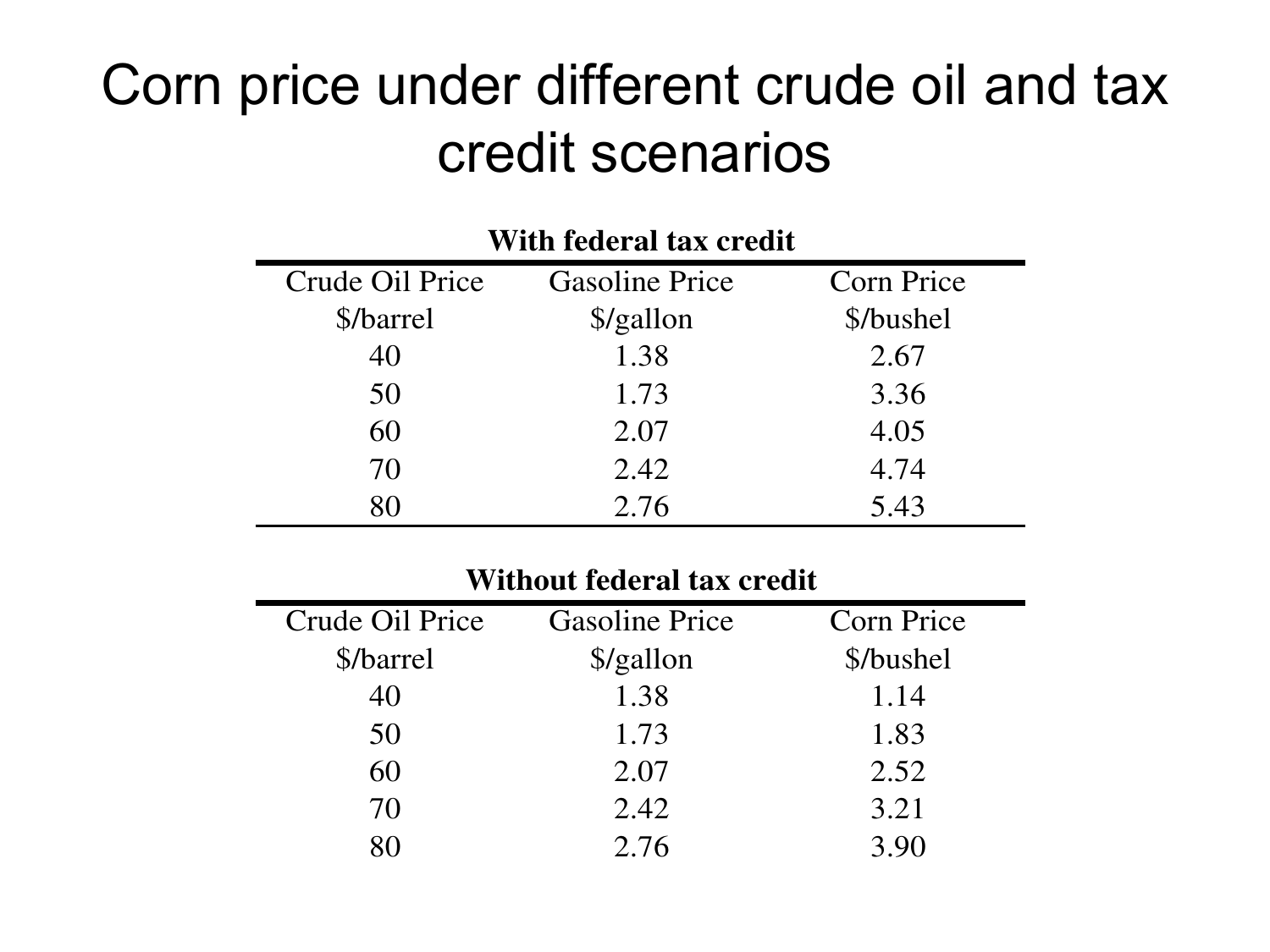# Corn price under different crude oil and tax credit scenarios

**With federal tax credit**

| Crude Oil Price $/barrel | Gasoline Price $/gallon | Corn Price $/bushel |
|---|---|---|
| 40 | 1.38 | 2.67 |
| 50 | 1.73 | 3.36 |
| 60 | 2.07 | 4.05 |
| 70 | 2.42 | 4.74 |
| 80 | 2.76 | 5.43 |

**Without federal tax credit**

| Crude Oil Price $/barrel | Gasoline Price $/gallon | Corn Price $/bushel |
|---|---|---|
| 40 | 1.38 | 1.14 |
| 50 | 1.73 | 1.83 |
| 60 | 2.07 | 2.52 |
| 70 | 2.42 | 3.21 |
| 80 | 2.76 | 3.90 |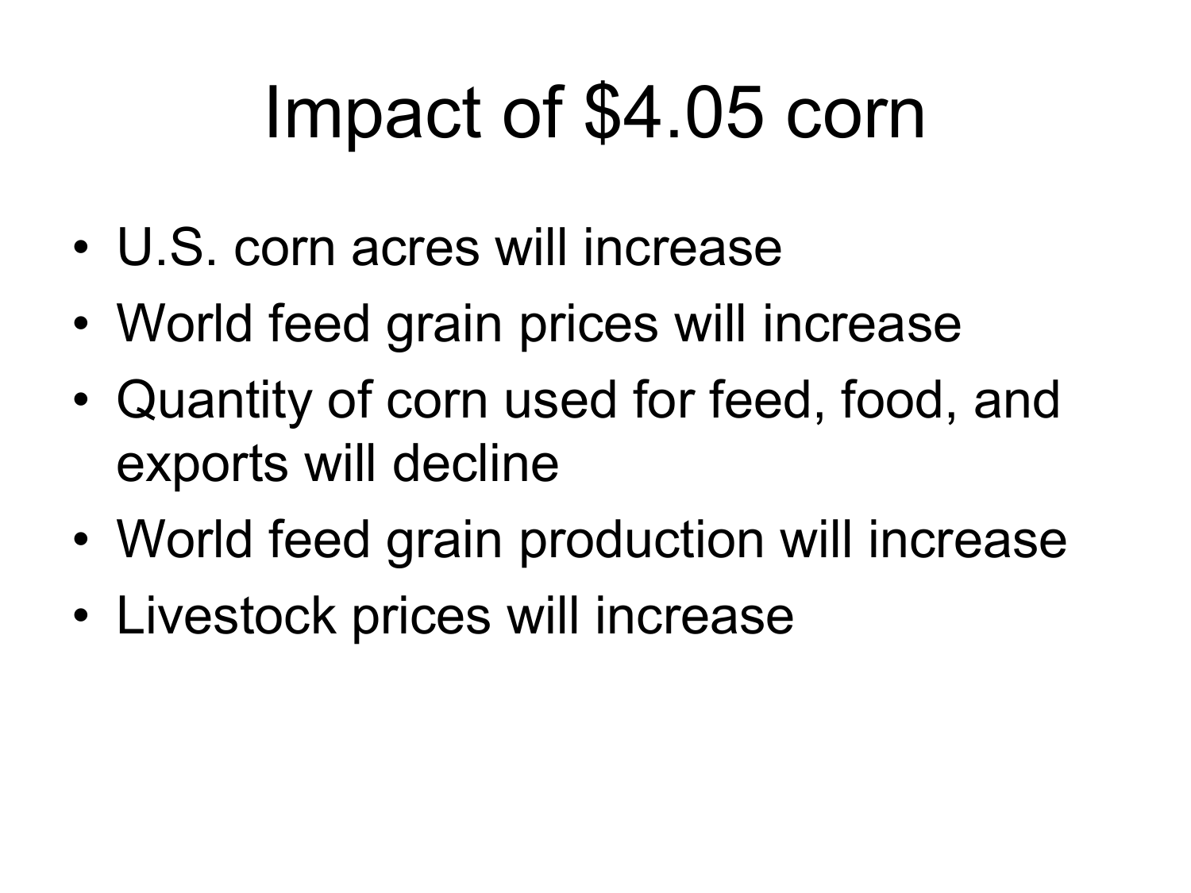# Impact of $4.05 corn

- U.S. corn acres will increase
- World feed grain prices will increase
- Quantity of corn used for feed, food, and exports will decline
- World feed grain production will increase
- Livestock prices will increase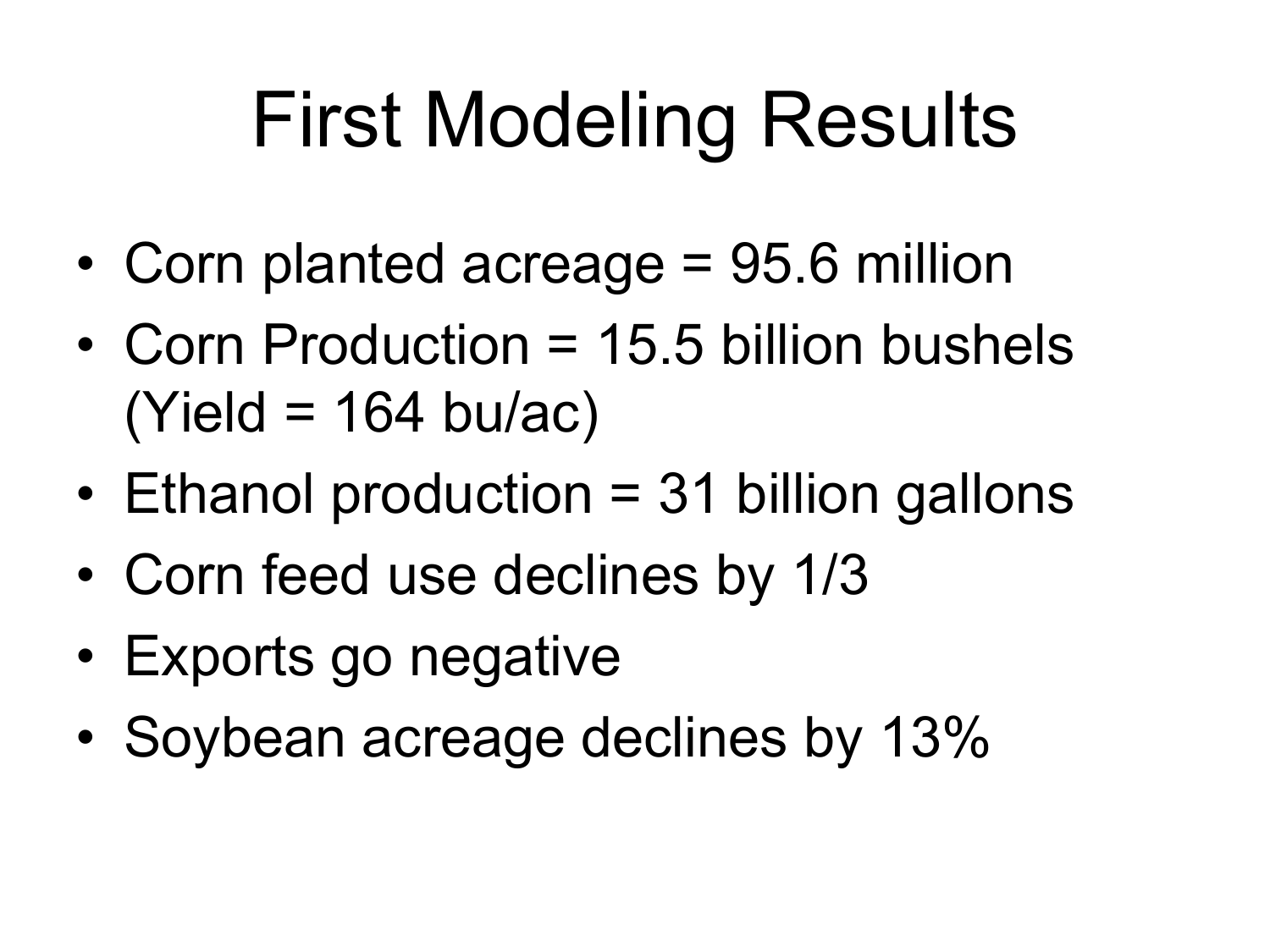# First Modeling Results

- Corn planted acreage = 95.6 million
- Corn Production = 15.5 billion bushels (Yield = 164 bu/ac)
- Ethanol production = 31 billion gallons
- Corn feed use declines by 1/3
- Exports go negative
- Soybean acreage declines by 13%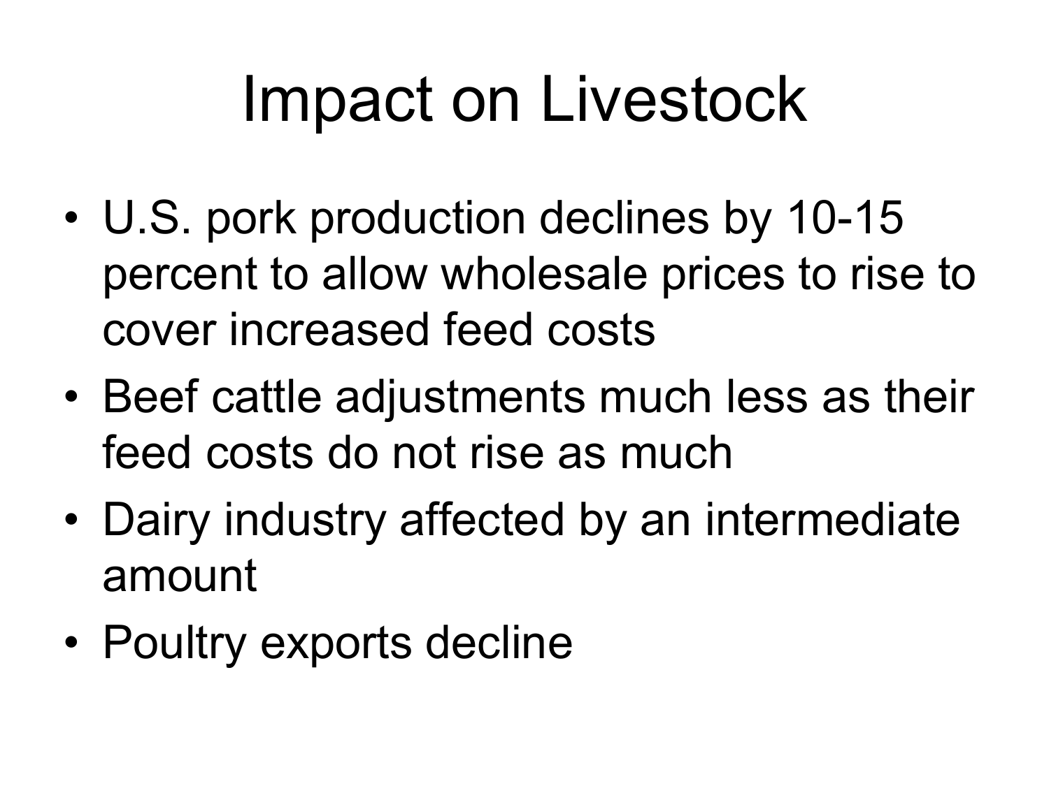# Impact on Livestock

- U.S. pork production declines by 10-15 percent to allow wholesale prices to rise to cover increased feed costs
- Beef cattle adjustments much less as their feed costs do not rise as much
- Dairy industry affected by an intermediate amount
- Poultry exports decline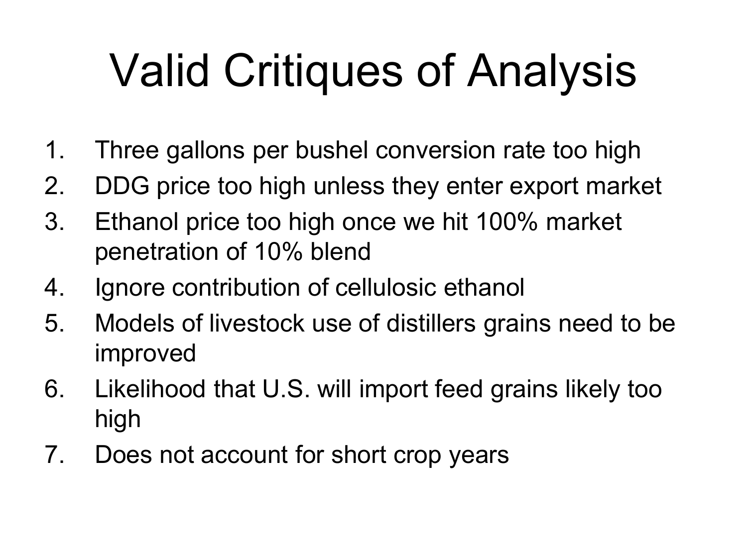# Valid Critiques of Analysis

1. Three gallons per bushel conversion rate too high
2. DDG price too high unless they enter export market
3. Ethanol price too high once we hit 100% market penetration of 10% blend
4. Ignore contribution of cellulosic ethanol
5. Models of livestock use of distillers grains need to be improved
6. Likelihood that U.S. will import feed grains likely too high
7. Does not account for short crop years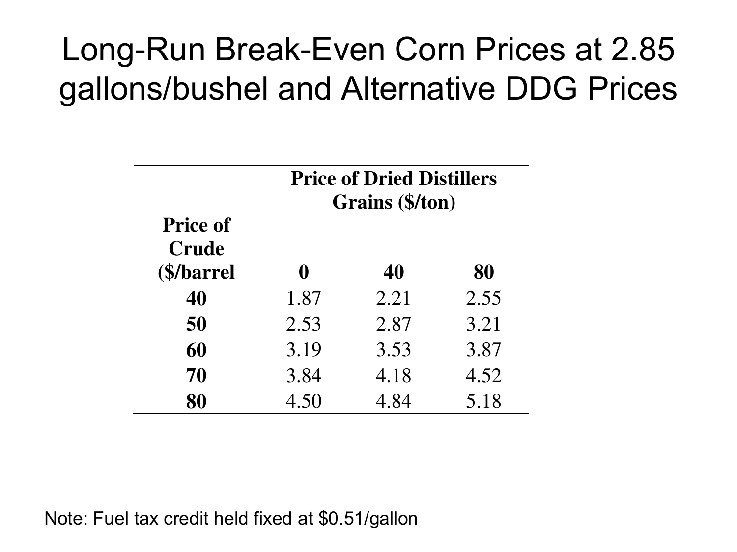# Long-Run Break-Even Corn Prices at 2.85 gallons/bushel and Alternative DDG Prices

| | Price of Dried Distillers Grains ($/ton) | | |
|---|---|---|---|
| **Price of Crude ($/barrel** | **0** | **40** | **80** |
| **40** | 1.87 | 2.21 | 2.55 |
| **50** | 2.53 | 2.87 | 3.21 |
| **60** | 3.19 | 3.53 | 3.87 |
| **70** | 3.84 | 4.18 | 4.52 |
| **80** | 4.50 | 4.84 | 5.18 |

Note: Fuel tax credit held fixed at $0.51/gallon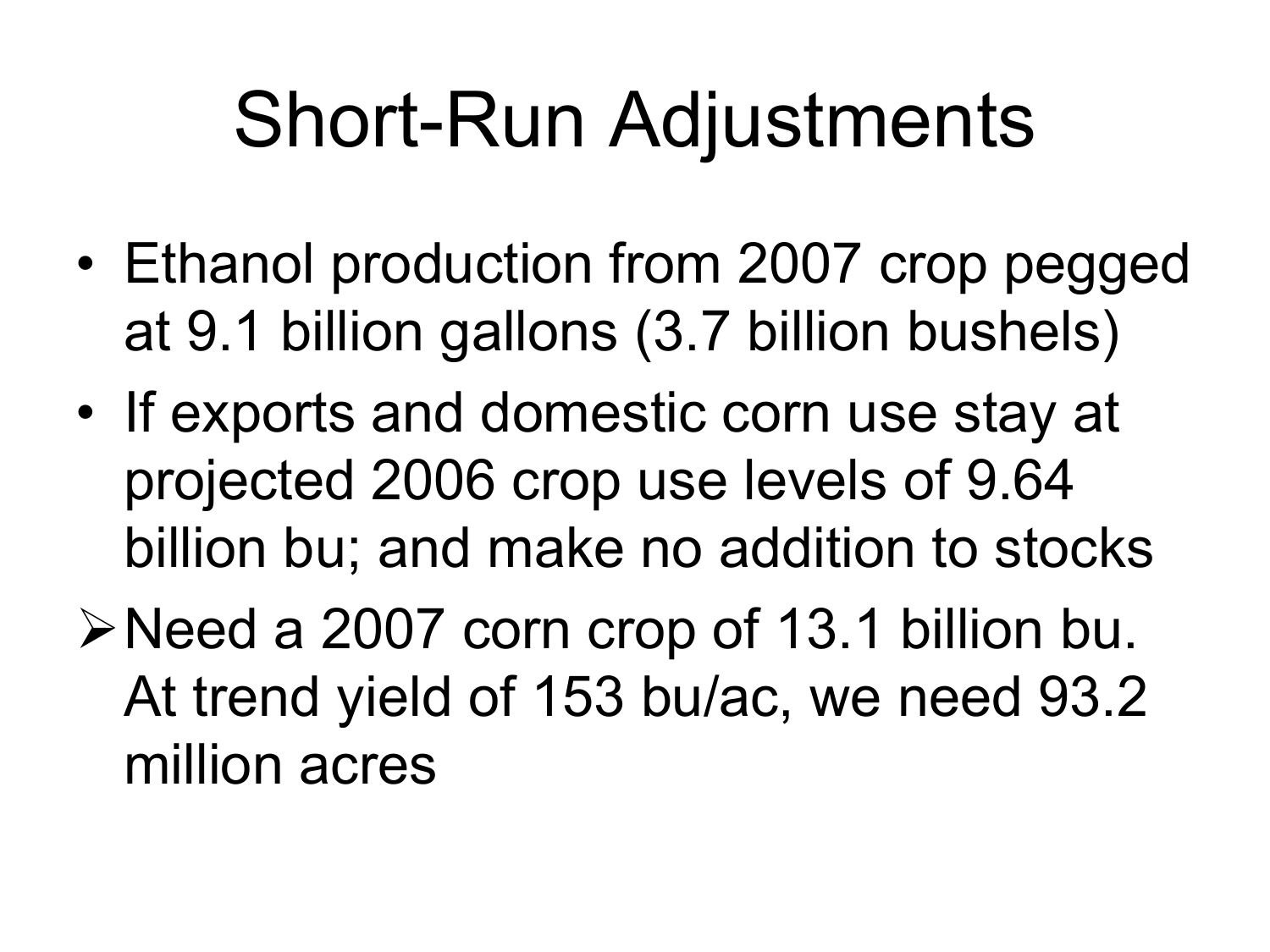# Short-Run Adjustments

- Ethanol production from 2007 crop pegged at 9.1 billion gallons (3.7 billion bushels)
- If exports and domestic corn use stay at projected 2006 crop use levels of 9.64 billion bu; and make no addition to stocks
  - ➢ Need a 2007 corn crop of 13.1 billion bu. At trend yield of 153 bu/ac, we need 93.2 million acres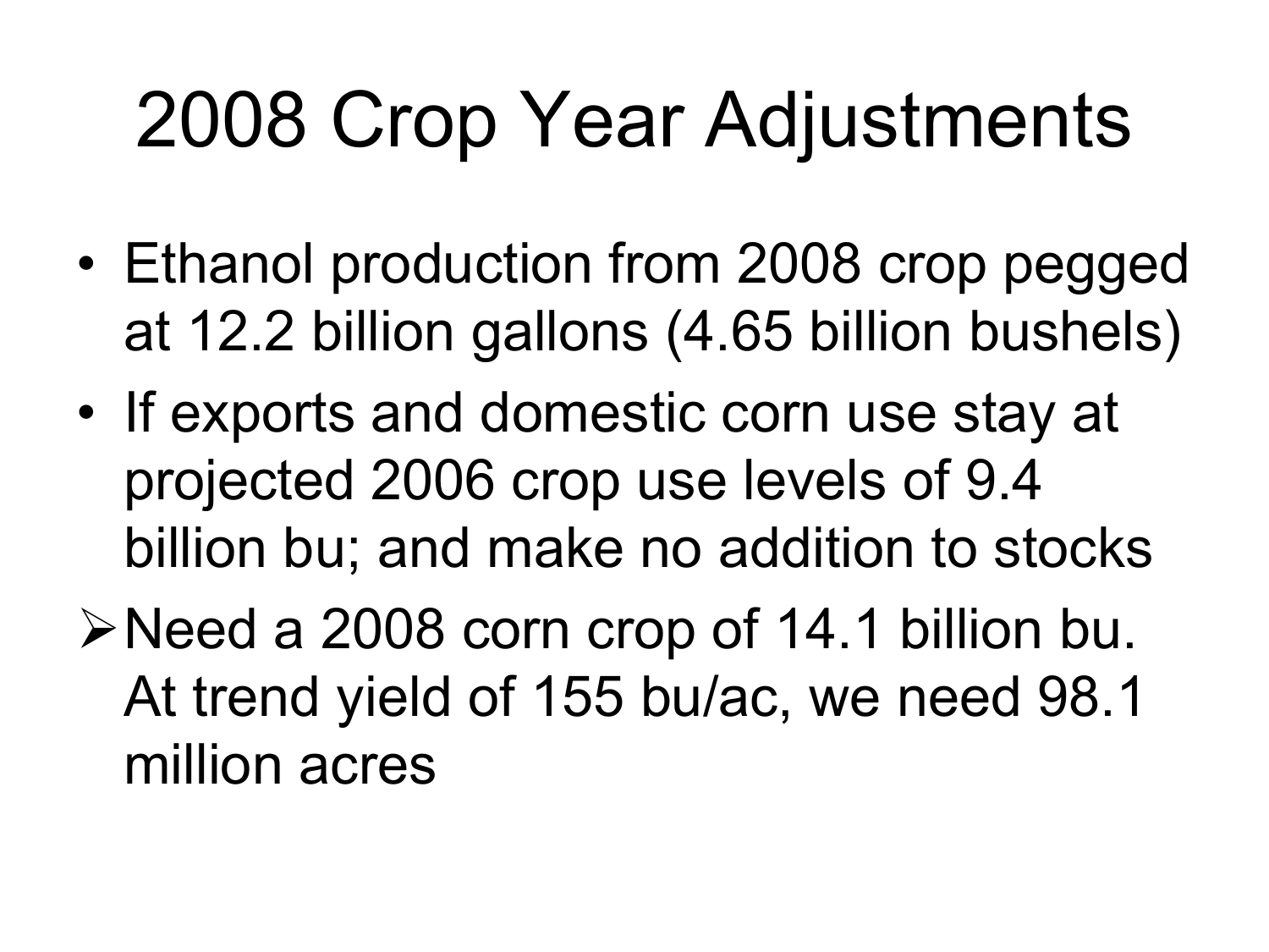# 2008 Crop Year Adjustments

- Ethanol production from 2008 crop pegged at 12.2 billion gallons (4.65 billion bushels)
- If exports and domestic corn use stay at projected 2006 crop use levels of 9.4 billion bu; and make no addition to stocks

➢ Need a 2008 corn crop of 14.1 billion bu. At trend yield of 155 bu/ac, we need 98.1 million acres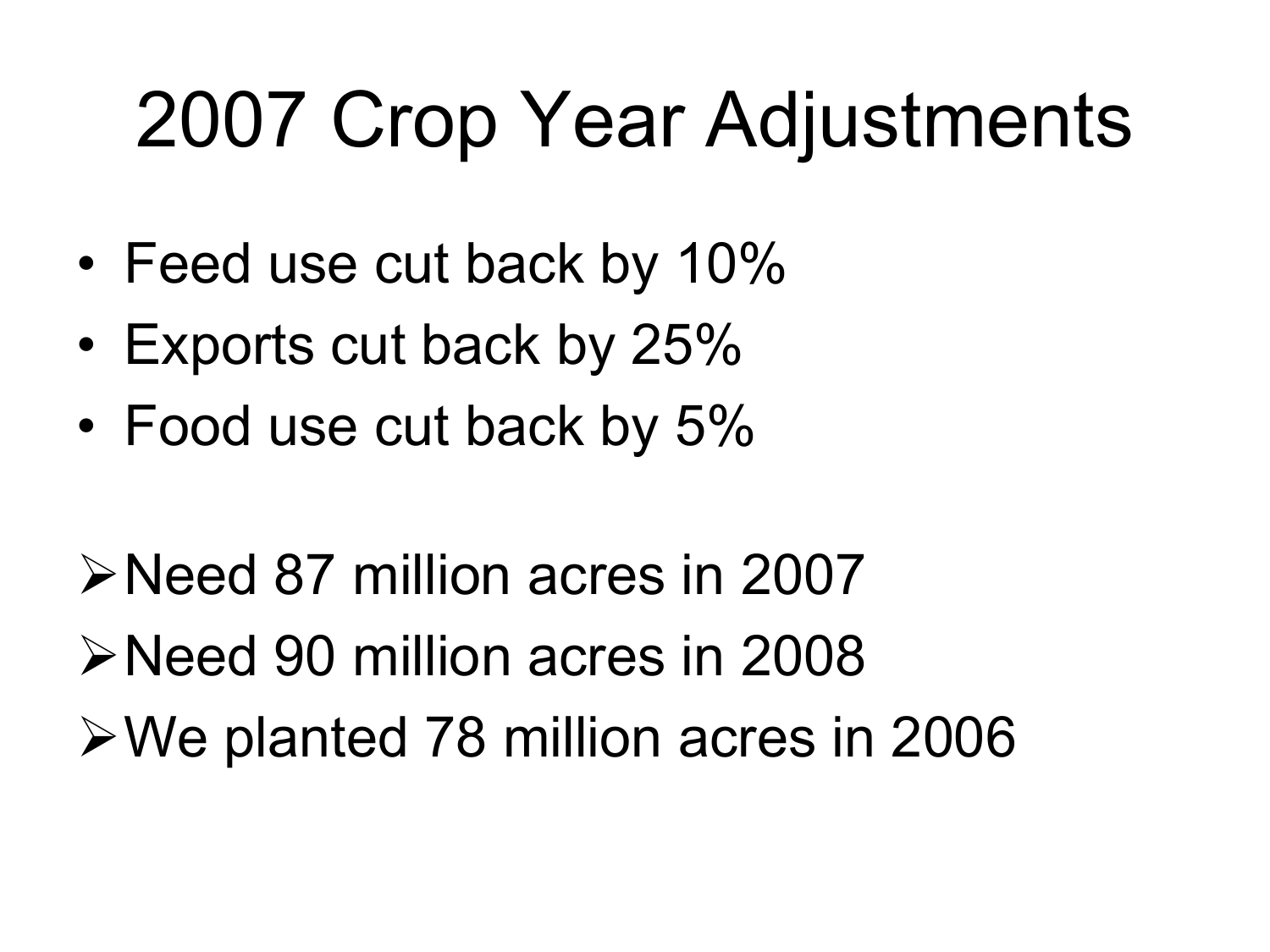# 2007 Crop Year Adjustments

- Feed use cut back by 10%
- Exports cut back by 25%
- Food use cut back by 5%

- Need 87 million acres in 2007
- Need 90 million acres in 2008
- We planted 78 million acres in 2006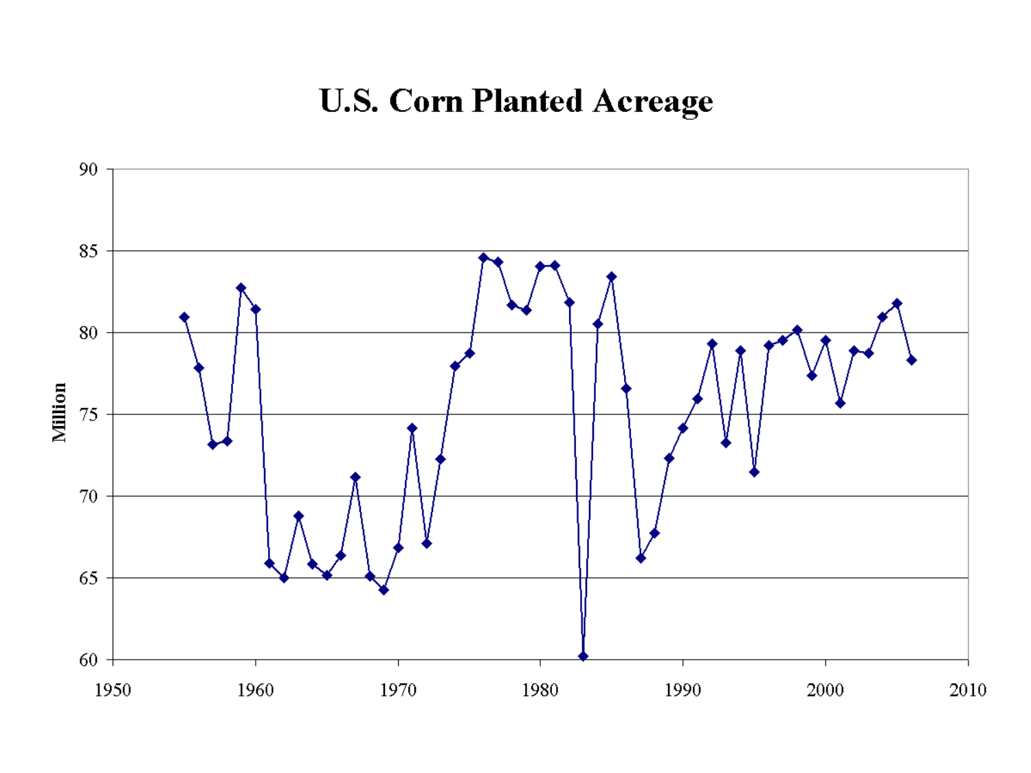# U.S. Corn Planted Acreage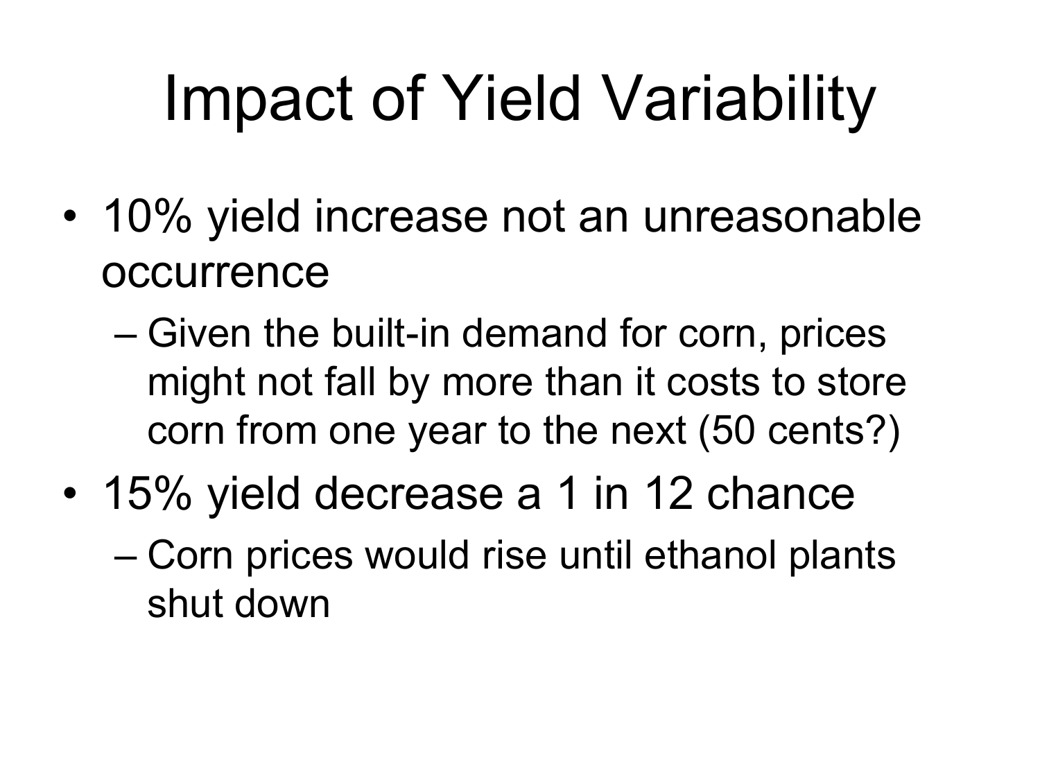# Impact of Yield Variability

- 10% yield increase not an unreasonable occurrence
  - Given the built-in demand for corn, prices might not fall by more than it costs to store corn from one year to the next (50 cents?)
- 15% yield decrease a 1 in 12 chance
  - Corn prices would rise until ethanol plants shut down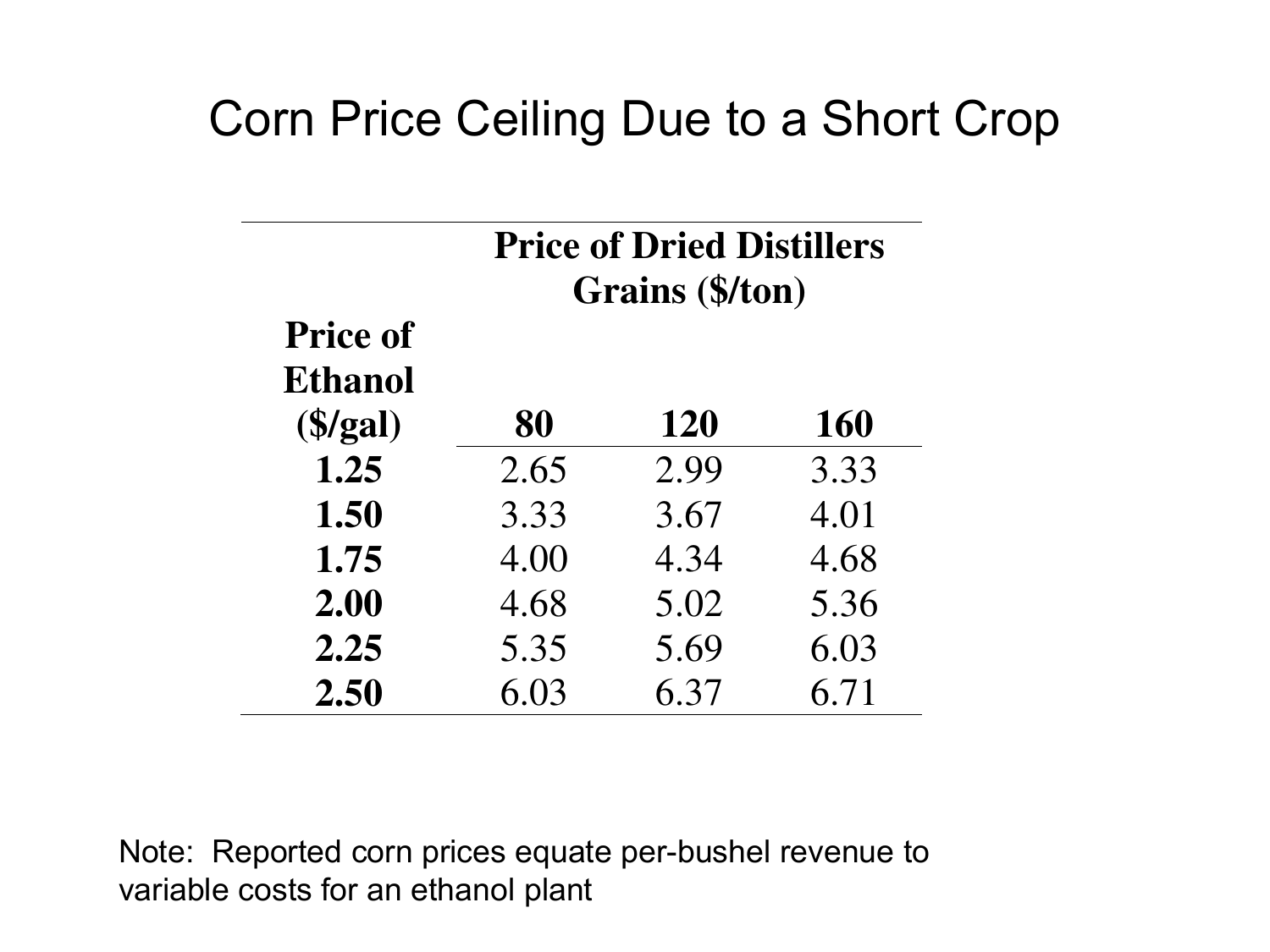# Corn Price Ceiling Due to a Short Crop

| Price of Ethanol ($/gal) | Price of Dried Distillers Grains ($/ton) | | |
|---|---|---|---|
| | 80 | 120 | 160 |
| 1.25 | 2.65 | 2.99 | 3.33 |
| 1.50 | 3.33 | 3.67 | 4.01 |
| 1.75 | 4.00 | 4.34 | 4.68 |
| 2.00 | 4.68 | 5.02 | 5.36 |
| 2.25 | 5.35 | 5.69 | 6.03 |
| 2.50 | 6.03 | 6.37 | 6.71 |

Note: Reported corn prices equate per-bushel revenue to variable costs for an ethanol plant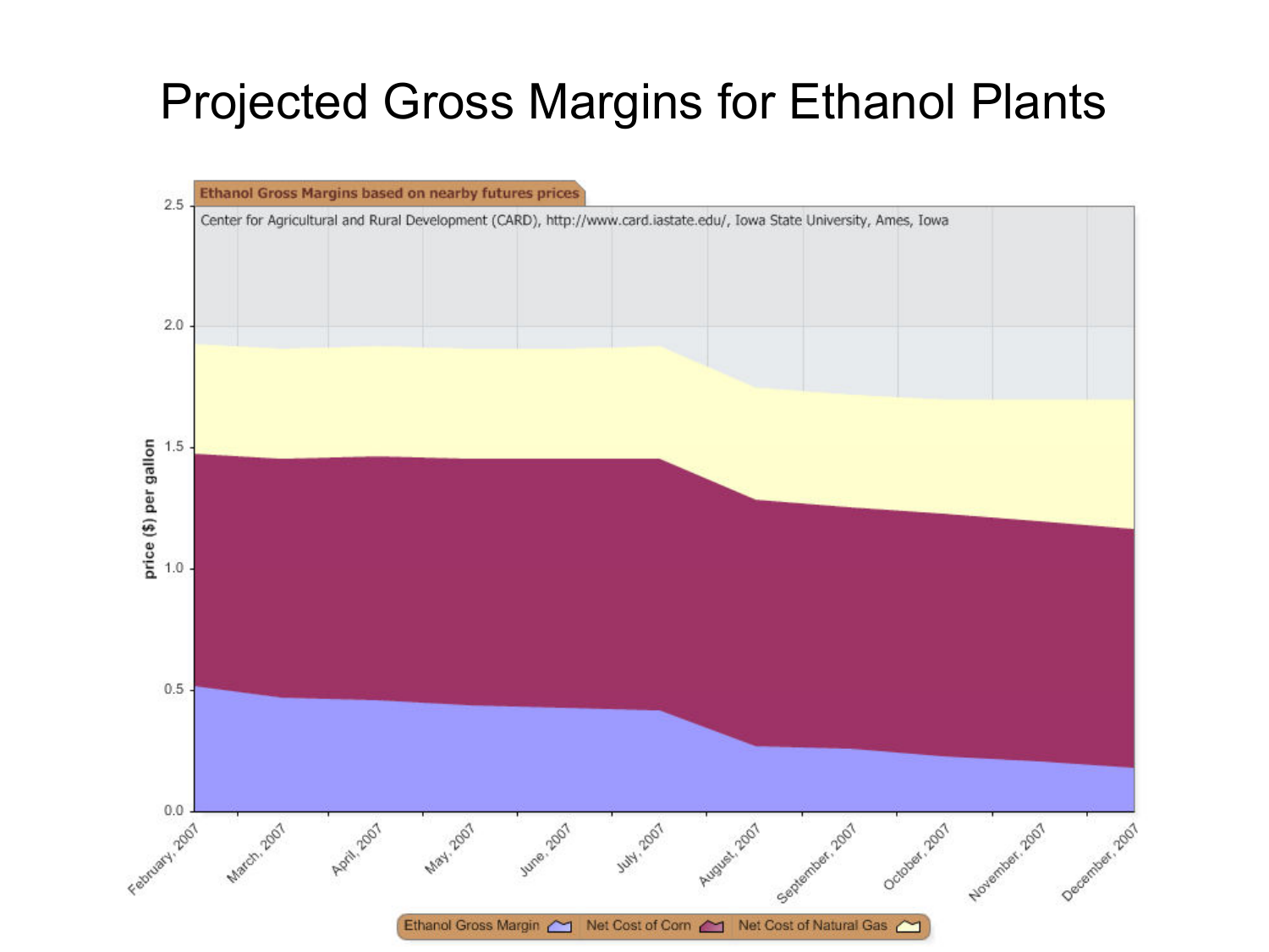# Projected Gross Margins for Ethanol Plants

Ethanol Gross Margins based on nearby futures prices

Center for Agricultural and Rural Development (CARD), http://www.card.iastate.edu/, Iowa State University, Ames, Iowa

price ($) per gallon

February, 2007 · March, 2007 · April, 2007 · May, 2007 · June, 2007 · July, 2007 · August, 2007 · September, 2007 · October, 2007 · November, 2007 · December, 2007

Ethanol Gross Margin · Net Cost of Corn · Net Cost of Natural Gas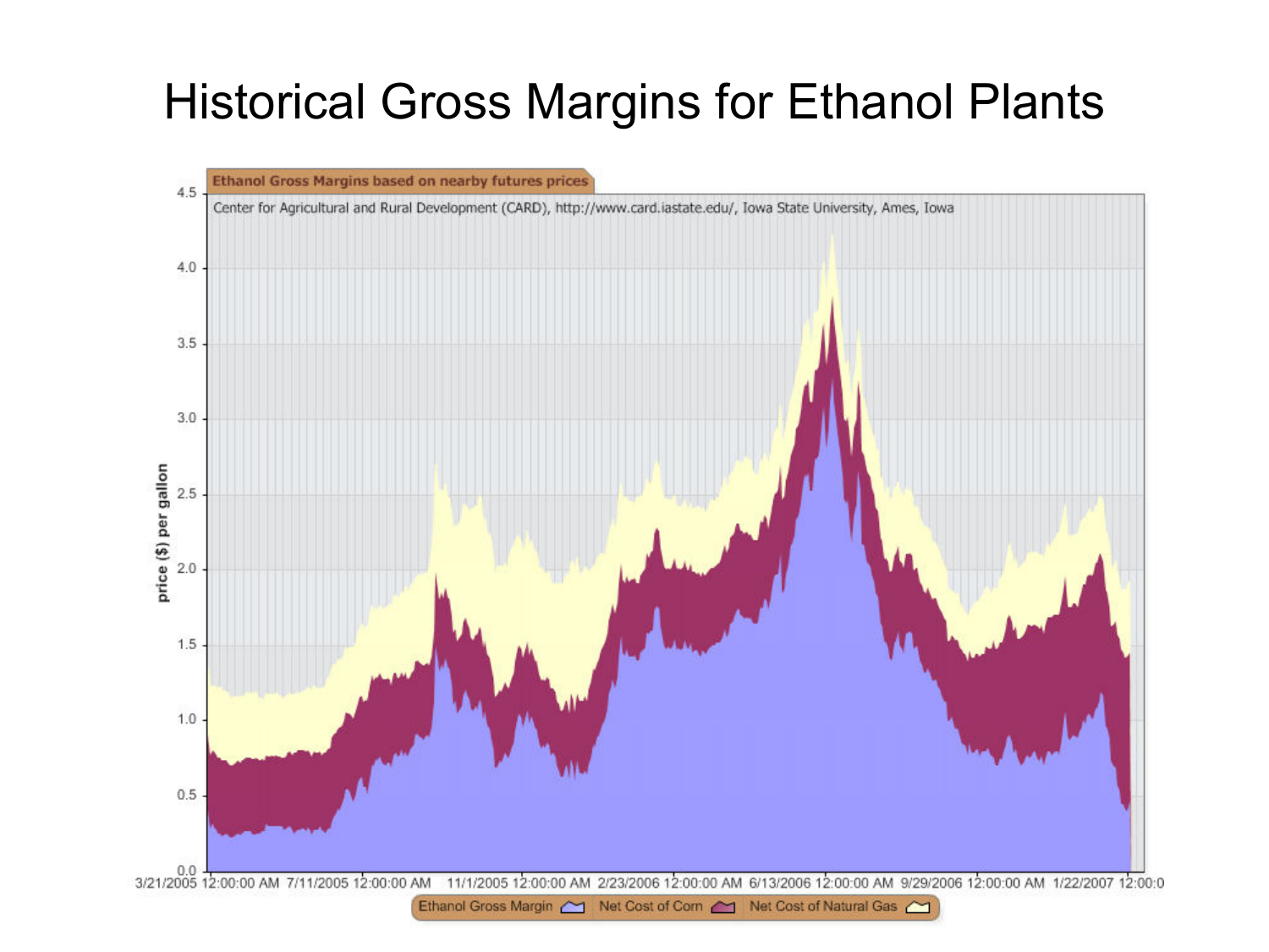# Historical Gross Margins for Ethanol Plants

Ethanol Gross Margins based on nearby futures prices

Center for Agricultural and Rural Development (CARD), http://www.card.iastate.edu/, Iowa State University, Ames, Iowa

price ($) per gallon

3/21/2005 12:00:00 AM 7/11/2005 12:00:00 AM 11/1/2005 12:00:00 AM 2/23/2006 12:00:00 AM 6/13/2006 12:00:00 AM 9/29/2006 12:00:00 AM 1/22/2007 12:00:0

Ethanol Gross Margin | Net Cost of Corn | Net Cost of Natural Gas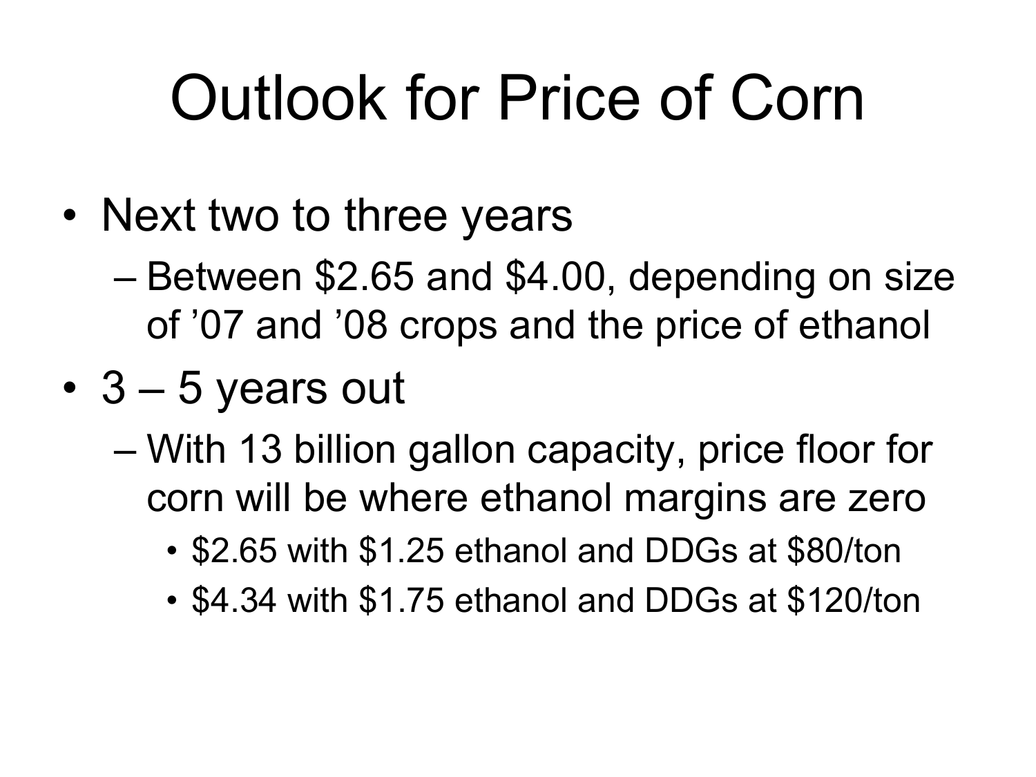# Outlook for Price of Corn

- Next two to three years
  - Between $2.65 and $4.00, depending on size of ’07 and ’08 crops and the price of ethanol
- 3 – 5 years out
  - With 13 billion gallon capacity, price floor for corn will be where ethanol margins are zero
    - $2.65 with $1.25 ethanol and DDGs at $80/ton
    - $4.34 with $1.75 ethanol and DDGs at $120/ton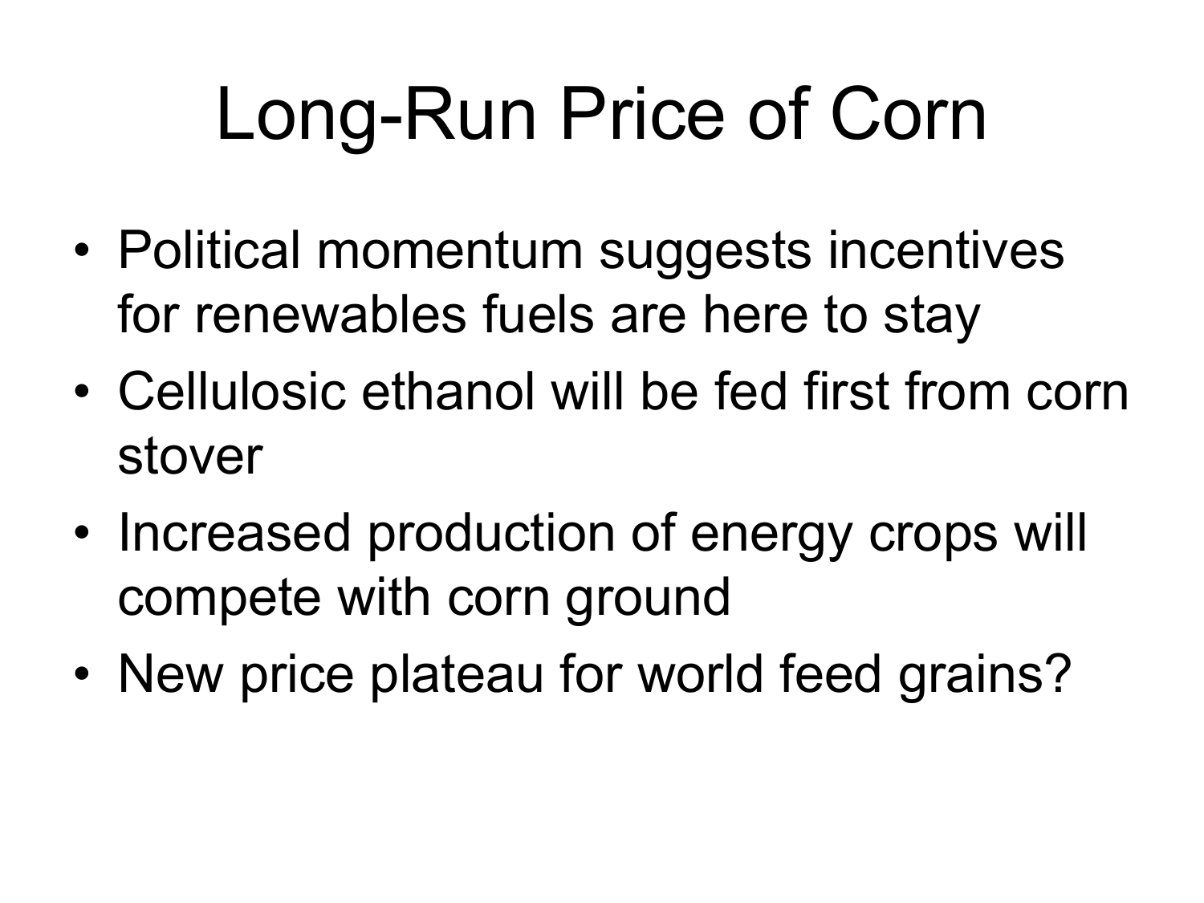# Long-Run Price of Corn

- Political momentum suggests incentives for renewables fuels are here to stay
- Cellulosic ethanol will be fed first from corn stover
- Increased production of energy crops will compete with corn ground
- New price plateau for world feed grains?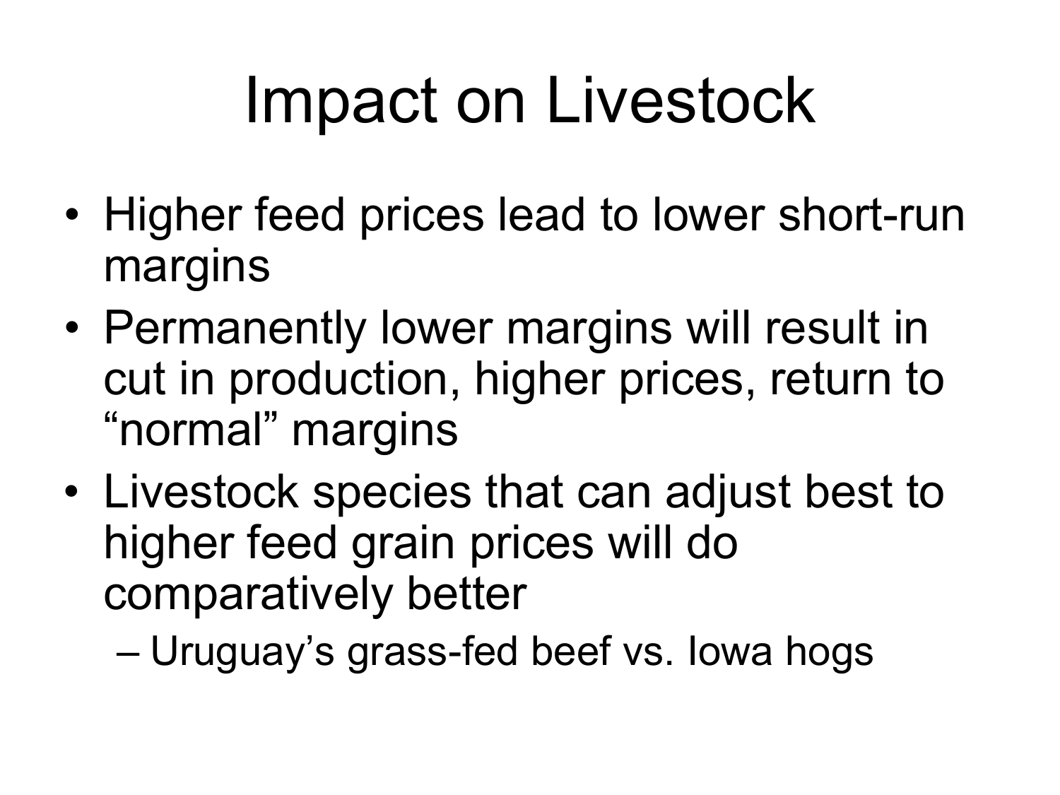# Impact on Livestock

- Higher feed prices lead to lower short-run margins
- Permanently lower margins will result in cut in production, higher prices, return to "normal" margins
- Livestock species that can adjust best to higher feed grain prices will do comparatively better
  - Uruguay's grass-fed beef vs. Iowa hogs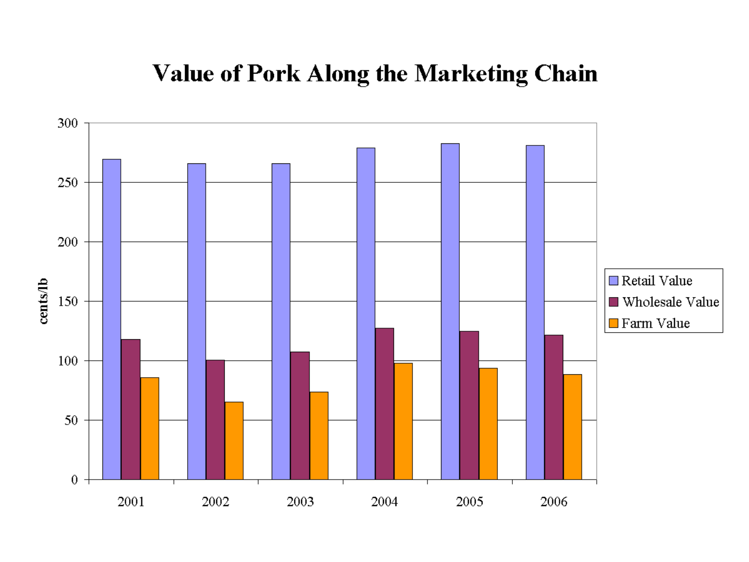# Value of Pork Along the Marketing Chain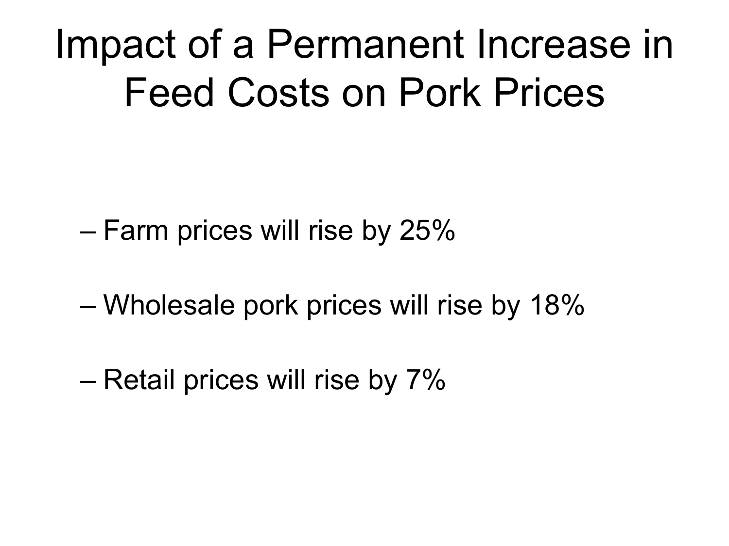# Impact of a Permanent Increase in Feed Costs on Pork Prices

- Farm prices will rise by 25%
- Wholesale pork prices will rise by 18%
- Retail prices will rise by 7%